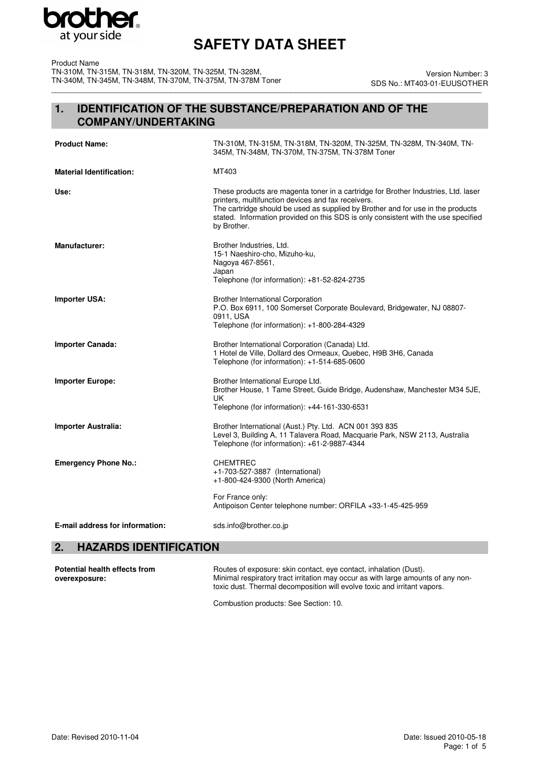# SAFETY DATA SHEET

Product Name
TN-310M, TN-315M, TN-318M, TN-320M, TN-325M, TN-328M,
TN-340M, TN-345M, TN-348M, TN-370M, TN-375M, TN-378M Toner

Version Number: 3
SDS No.: MT403-01-EUUSOTHER

## 1. IDENTIFICATION OF THE SUBSTANCE/PREPARATION AND OF THE COMPANY/UNDERTAKING

| | |
|---|---|
| **Product Name:** | TN-310M, TN-315M, TN-318M, TN-320M, TN-325M, TN-328M, TN-340M, TN-345M, TN-348M, TN-370M, TN-375M, TN-378M Toner |
| **Material Identification:** | MT403 |
| **Use:** | These products are magenta toner in a cartridge for Brother Industries, Ltd. laser printers, multifunction devices and fax receivers.<br>The cartridge should be used as supplied by Brother and for use in the products stated. Information provided on this SDS is only consistent with the use specified by Brother. |
| **Manufacturer:** | Brother Industries, Ltd.<br>15-1 Naeshiro-cho, Mizuho-ku,<br>Nagoya 467-8561,<br>Japan<br>Telephone (for information): +81-52-824-2735 |
| **Importer USA:** | Brother International Corporation<br>P.O. Box 6911, 100 Somerset Corporate Boulevard, Bridgewater, NJ 08807-0911, USA<br>Telephone (for information): +1-800-284-4329 |
| **Importer Canada:** | Brother International Corporation (Canada) Ltd.<br>1 Hotel de Ville, Dollard des Ormeaux, Quebec, H9B 3H6, Canada<br>Telephone (for information): +1-514-685-0600 |
| **Importer Europe:** | Brother International Europe Ltd.<br>Brother House, 1 Tame Street, Guide Bridge, Audenshaw, Manchester M34 5JE, UK<br>Telephone (for information): +44-161-330-6531 |
| **Importer Australia:** | Brother International (Aust.) Pty. Ltd. ACN 001 393 835<br>Level 3, Building A, 11 Talavera Road, Macquarie Park, NSW 2113, Australia<br>Telephone (for information): +61-2-9887-4344 |
| **Emergency Phone No.:** | CHEMTREC<br>+1-703-527-3887 (International)<br>+1-800-424-9300 (North America)<br><br>For France only:<br>Antipoison Center telephone number: ORFILA +33-1-45-425-959 |
| **E-mail address for information:** | sds.info@brother.co.jp |

## 2. HAZARDS IDENTIFICATION

| | |
|---|---|
| **Potential health effects from overexposure:** | Routes of exposure: skin contact, eye contact, inhalation (Dust).<br>Minimal respiratory tract irritation may occur as with large amounts of any non-toxic dust. Thermal decomposition will evolve toxic and irritant vapors.<br><br>Combustion products: See Section: 10. |

Date: Revised 2010-11-04

Date: Issued 2010-05-18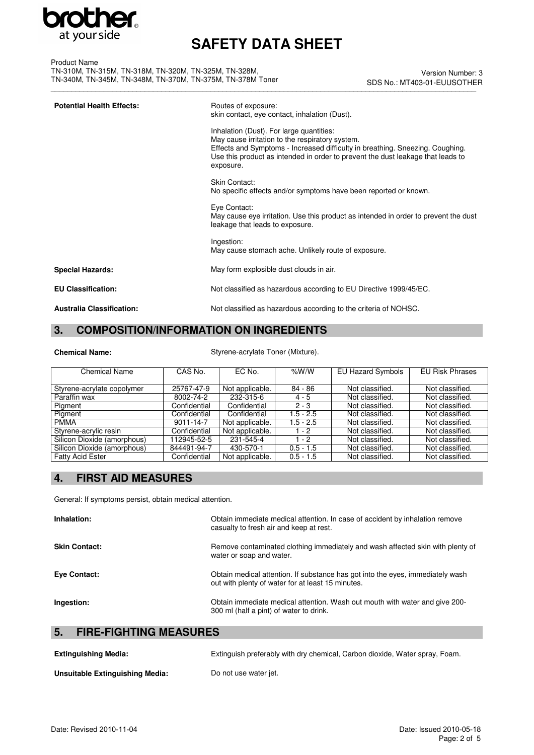**Potential Health Effects:**

Routes of exposure:
skin contact, eye contact, inhalation (Dust).

Inhalation (Dust). For large quantities:
May cause irritation to the respiratory system.
Effects and Symptoms - Increased difficulty in breathing. Sneezing. Coughing.
Use this product as intended in order to prevent the dust leakage that leads to exposure.

Skin Contact:
No specific effects and/or symptoms have been reported or known.

Eye Contact:
May cause eye irritation. Use this product as intended in order to prevent the dust leakage that leads to exposure.

Ingestion:
May cause stomach ache. Unlikely route of exposure.

**Special Hazards:** May form explosible dust clouds in air.

**EU Classification:** Not classified as hazardous according to EU Directive 1999/45/EC.

**Australia Classification:** Not classified as hazardous according to the criteria of NOHSC.

## 3. COMPOSITION/INFORMATION ON INGREDIENTS

**Chemical Name:** Styrene-acrylate Toner (Mixture).

| Chemical Name | CAS No. | EC No. | %W/W | EU Hazard Symbols | EU Risk Phrases |
|---|---|---|---|---|---|
| Styrene-acrylate copolymer | 25767-47-9 | Not applicable. | 84 - 86 | Not classified. | Not classified. |
| Paraffin wax | 8002-74-2 | 232-315-6 | 4 - 5 | Not classified. | Not classified. |
| Pigment | Confidential | Confidential | 2 - 3 | Not classified. | Not classified. |
| Pigment | Confidential | Confidential | 1.5 - 2.5 | Not classified. | Not classified. |
| PMMA | 9011-14-7 | Not applicable. | 1.5 - 2.5 | Not classified. | Not classified. |
| Styrene-acrylic resin | Confidential | Not applicable. | 1 - 2 | Not classified. | Not classified. |
| Silicon Dioxide (amorphous) | 112945-52-5 | 231-545-4 | 1 - 2 | Not classified. | Not classified. |
| Silicon Dioxide (amorphous) | 844491-94-7 | 430-570-1 | 0.5 - 1.5 | Not classified. | Not classified. |
| Fatty Acid Ester | Confidential | Not applicable. | 0.5 - 1.5 | Not classified. | Not classified. |

## 4. FIRST AID MEASURES

General: If symptoms persist, obtain medical attention.

**Inhalation:** Obtain immediate medical attention. In case of accident by inhalation remove casualty to fresh air and keep at rest.

**Skin Contact:** Remove contaminated clothing immediately and wash affected skin with plenty of water or soap and water.

**Eye Contact:** Obtain medical attention. If substance has got into the eyes, immediately wash out with plenty of water for at least 15 minutes.

**Ingestion:** Obtain immediate medical attention. Wash out mouth with water and give 200-300 ml (half a pint) of water to drink.

## 5. FIRE-FIGHTING MEASURES

**Extinguishing Media:** Extinguish preferably with dry chemical, Carbon dioxide, Water spray, Foam.

**Unsuitable Extinguishing Media:** Do not use water jet.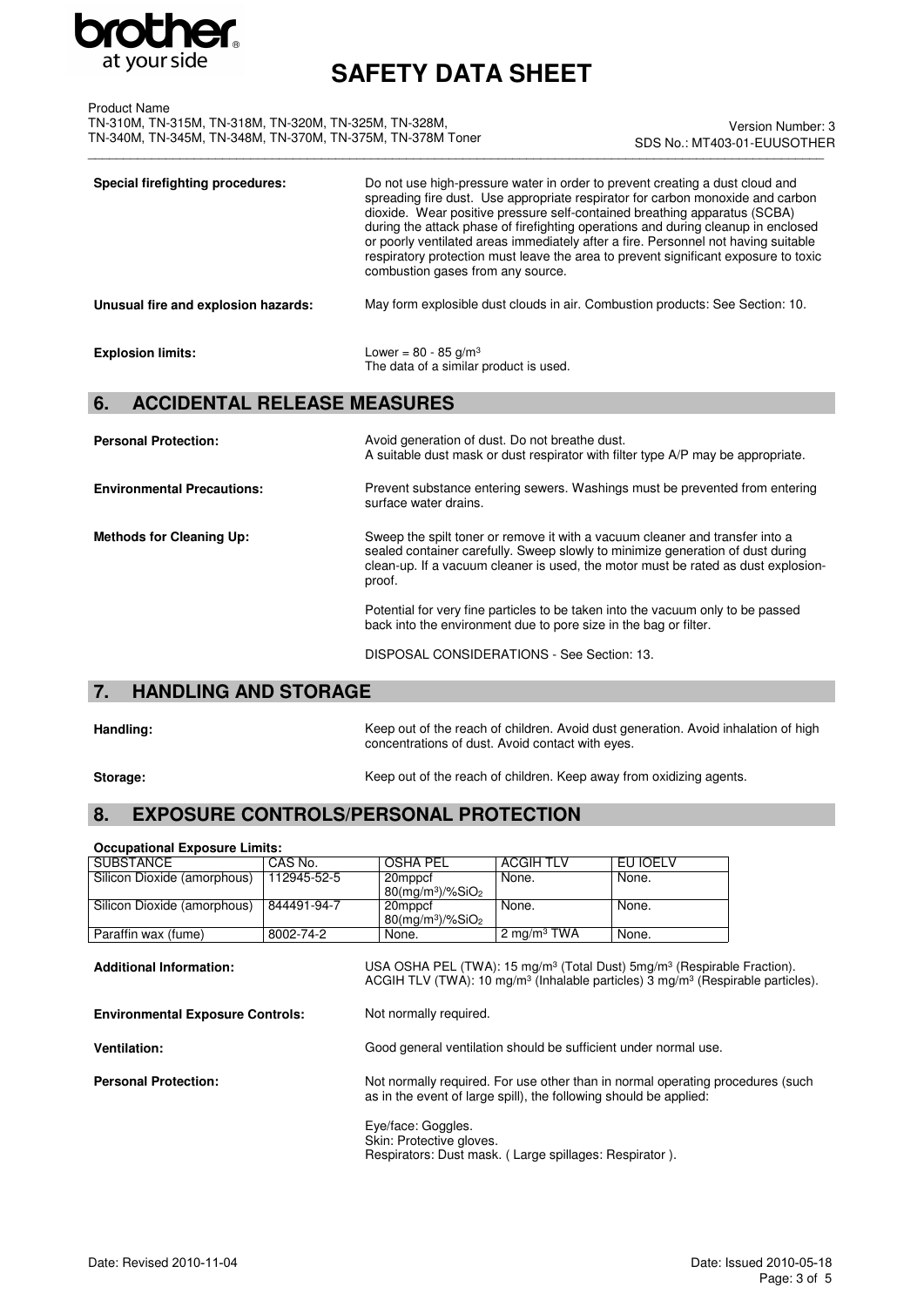**Special firefighting procedures:** Do not use high-pressure water in order to prevent creating a dust cloud and spreading fire dust. Use appropriate respirator for carbon monoxide and carbon dioxide. Wear positive pressure self-contained breathing apparatus (SCBA) during the attack phase of firefighting operations and during cleanup in enclosed or poorly ventilated areas immediately after a fire. Personnel not having suitable respiratory protection must leave the area to prevent significant exposure to toxic combustion gases from any source.

**Unusual fire and explosion hazards:** May form explosible dust clouds in air. Combustion products: See Section: 10.

**Explosion limits:** Lower = 80 - 85 g/m$^3$
The data of a similar product is used.

## 6. ACCIDENTAL RELEASE MEASURES

**Personal Protection:** Avoid generation of dust. Do not breathe dust.
A suitable dust mask or dust respirator with filter type A/P may be appropriate.

**Environmental Precautions:** Prevent substance entering sewers. Washings must be prevented from entering surface water drains.

**Methods for Cleaning Up:** Sweep the spilt toner or remove it with a vacuum cleaner and transfer into a sealed container carefully. Sweep slowly to minimize generation of dust during clean-up. If a vacuum cleaner is used, the motor must be rated as dust explosion-proof.

Potential for very fine particles to be taken into the vacuum only to be passed back into the environment due to pore size in the bag or filter.

DISPOSAL CONSIDERATIONS - See Section: 13.

## 7. HANDLING AND STORAGE

**Handling:** Keep out of the reach of children. Avoid dust generation. Avoid inhalation of high concentrations of dust. Avoid contact with eyes.

**Storage:** Keep out of the reach of children. Keep away from oxidizing agents.

## 8. EXPOSURE CONTROLS/PERSONAL PROTECTION

**Occupational Exposure Limits:**

| SUBSTANCE | CAS No. | OSHA PEL | ACGIH TLV | EU IOELV |
|---|---|---|---|---|
| Silicon Dioxide (amorphous) | 112945-52-5 | 20mppcf 80(mg/m$^3$)/%$SiO_2$ | None. | None. |
| Silicon Dioxide (amorphous) | 844491-94-7 | 20mppcf 80(mg/m$^3$)/%$SiO_2$ | None. | None. |
| Paraffin wax (fume) | 8002-74-2 | None. | 2 mg/m$^3$ TWA | None. |

**Additional Information:** USA OSHA PEL (TWA): 15 mg/m$^3$ (Total Dust) 5mg/m$^3$ (Respirable Fraction).
ACGIH TLV (TWA): 10 mg/m$^3$ (Inhalable particles) 3 mg/m$^3$ (Respirable particles).

**Environmental Exposure Controls:** Not normally required.

**Ventilation:** Good general ventilation should be sufficient under normal use.

**Personal Protection:** Not normally required. For use other than in normal operating procedures (such as in the event of large spill), the following should be applied:

Eye/face: Goggles.
Skin: Protective gloves.
Respirators: Dust mask. ( Large spillages: Respirator ).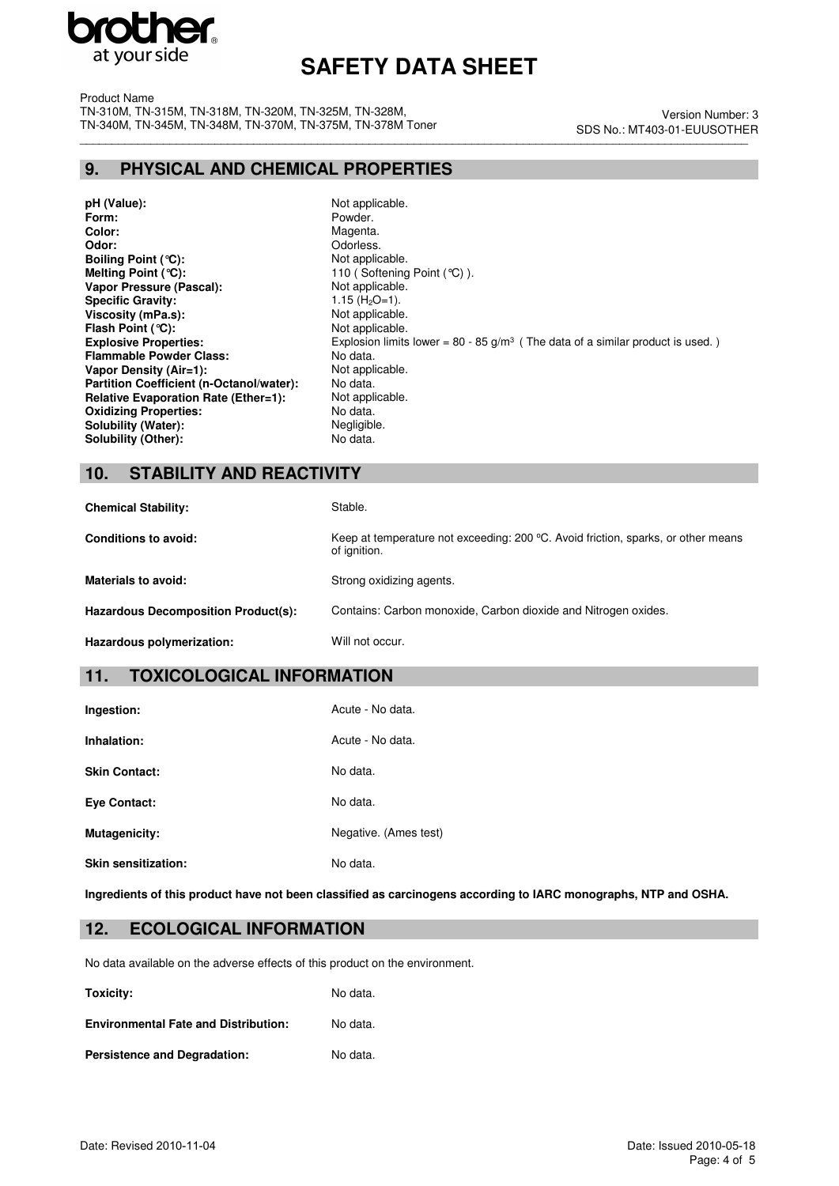## 9. PHYSICAL AND CHEMICAL PROPERTIES

| | |
|---|---|
| **pH (Value):** | Not applicable. |
| **Form:** | Powder. |
| **Color:** | Magenta. |
| **Odor:** | Odorless. |
| **Boiling Point (℃):** | Not applicable. |
| **Melting Point (℃):** | 110 ( Softening Point (℃) ). |
| **Vapor Pressure (Pascal):** | Not applicable. |
| **Specific Gravity:** | 1.15 ($H_2O$=1). |
| **Viscosity (mPa.s):** | Not applicable. |
| **Flash Point (℃):** | Not applicable. |
| **Explosive Properties:** | Explosion limits lower = 80 - 85 $g/m^3$ ( The data of a similar product is used. ) |
| **Flammable Powder Class:** | No data. |
| **Vapor Density (Air=1):** | Not applicable. |
| **Partition Coefficient (n-Octanol/water):** | No data. |
| **Relative Evaporation Rate (Ether=1):** | Not applicable. |
| **Oxidizing Properties:** | No data. |
| **Solubility (Water):** | Negligible. |
| **Solubility (Other):** | No data. |

## 10. STABILITY AND REACTIVITY

| | |
|---|---|
| **Chemical Stability:** | Stable. |
| **Conditions to avoid:** | Keep at temperature not exceeding: 200 ºC. Avoid friction, sparks, or other means of ignition. |
| **Materials to avoid:** | Strong oxidizing agents. |
| **Hazardous Decomposition Product(s):** | Contains: Carbon monoxide, Carbon dioxide and Nitrogen oxides. |
| **Hazardous polymerization:** | Will not occur. |

## 11. TOXICOLOGICAL INFORMATION

| | |
|---|---|
| **Ingestion:** | Acute - No data. |
| **Inhalation:** | Acute - No data. |
| **Skin Contact:** | No data. |
| **Eye Contact:** | No data. |
| **Mutagenicity:** | Negative. (Ames test) |
| **Skin sensitization:** | No data. |

**Ingredients of this product have not been classified as carcinogens according to IARC monographs, NTP and OSHA.**

## 12. ECOLOGICAL INFORMATION

No data available on the adverse effects of this product on the environment.

| | |
|---|---|
| **Toxicity:** | No data. |
| **Environmental Fate and Distribution:** | No data. |
| **Persistence and Degradation:** | No data. |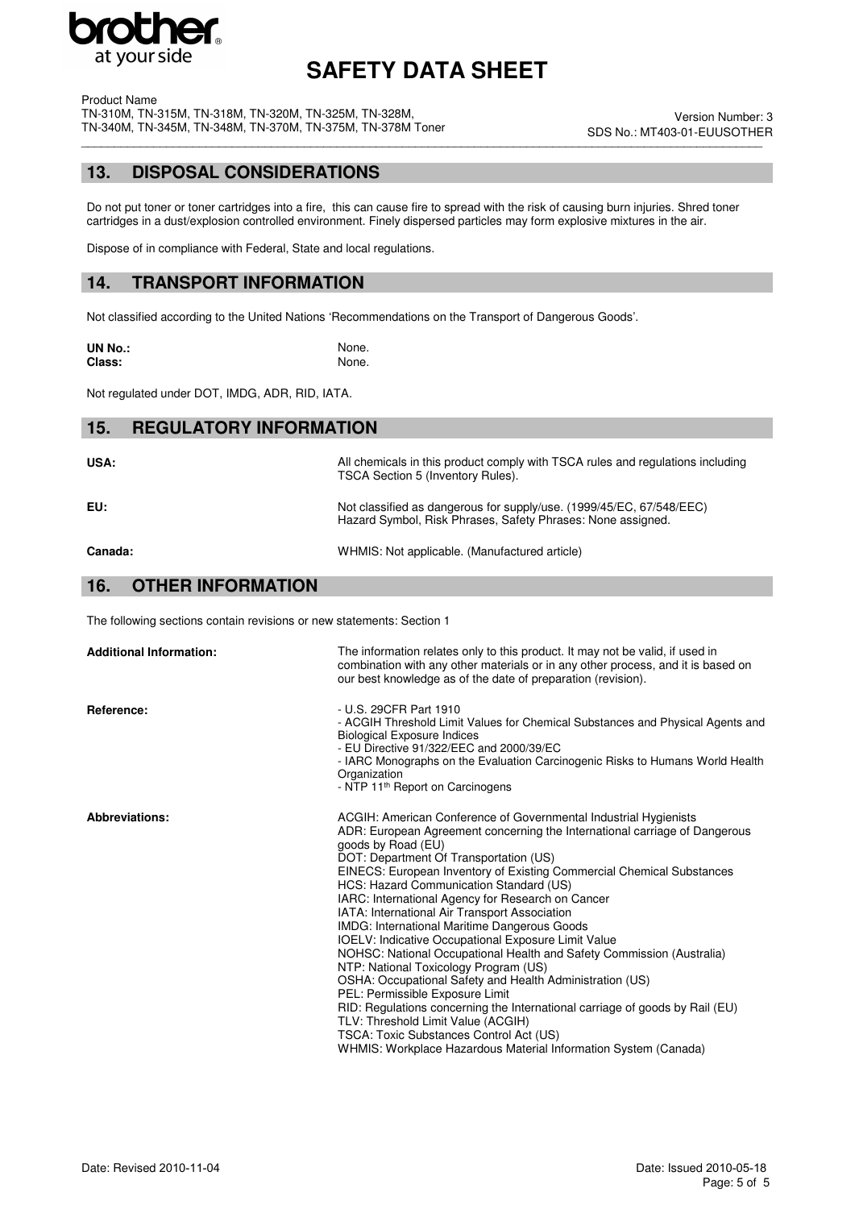## 13. DISPOSAL CONSIDERATIONS

Do not put toner or toner cartridges into a fire, this can cause fire to spread with the risk of causing burn injuries. Shred toner cartridges in a dust/explosion controlled environment. Finely dispersed particles may form explosive mixtures in the air.

Dispose of in compliance with Federal, State and local regulations.

## 14. TRANSPORT INFORMATION

Not classified according to the United Nations 'Recommendations on the Transport of Dangerous Goods'.

| | |
|---|---|
| **UN No.:** | None. |
| **Class:** | None. |

Not regulated under DOT, IMDG, ADR, RID, IATA.

## 15. REGULATORY INFORMATION

| | |
|---|---|
| **USA:** | All chemicals in this product comply with TSCA rules and regulations including TSCA Section 5 (Inventory Rules). |
| **EU:** | Not classified as dangerous for supply/use. (1999/45/EC, 67/548/EEC) Hazard Symbol, Risk Phrases, Safety Phrases: None assigned. |
| **Canada:** | WHMIS: Not applicable. (Manufactured article) |

## 16. OTHER INFORMATION

The following sections contain revisions or new statements: Section 1

**Additional Information:**

The information relates only to this product. It may not be valid, if used in combination with any other materials or in any other process, and it is based on our best knowledge as of the date of preparation (revision).

**Reference:**

- U.S. 29CFR Part 1910
- ACGIH Threshold Limit Values for Chemical Substances and Physical Agents and Biological Exposure Indices
- EU Directive 91/322/EEC and 2000/39/EC
- IARC Monographs on the Evaluation Carcinogenic Risks to Humans World Health Organization
- NTP 11th Report on Carcinogens

**Abbreviations:**

ACGIH: American Conference of Governmental Industrial Hygienists
ADR: European Agreement concerning the International carriage of Dangerous goods by Road (EU)
DOT: Department Of Transportation (US)
EINECS: European Inventory of Existing Commercial Chemical Substances
HCS: Hazard Communication Standard (US)
IARC: International Agency for Research on Cancer
IATA: International Air Transport Association
IMDG: International Maritime Dangerous Goods
IOELV: Indicative Occupational Exposure Limit Value
NOHSC: National Occupational Health and Safety Commission (Australia)
NTP: National Toxicology Program (US)
OSHA: Occupational Safety and Health Administration (US)
PEL: Permissible Exposure Limit
RID: Regulations concerning the International carriage of goods by Rail (EU)
TLV: Threshold Limit Value (ACGIH)
TSCA: Toxic Substances Control Act (US)
WHMIS: Workplace Hazardous Material Information System (Canada)